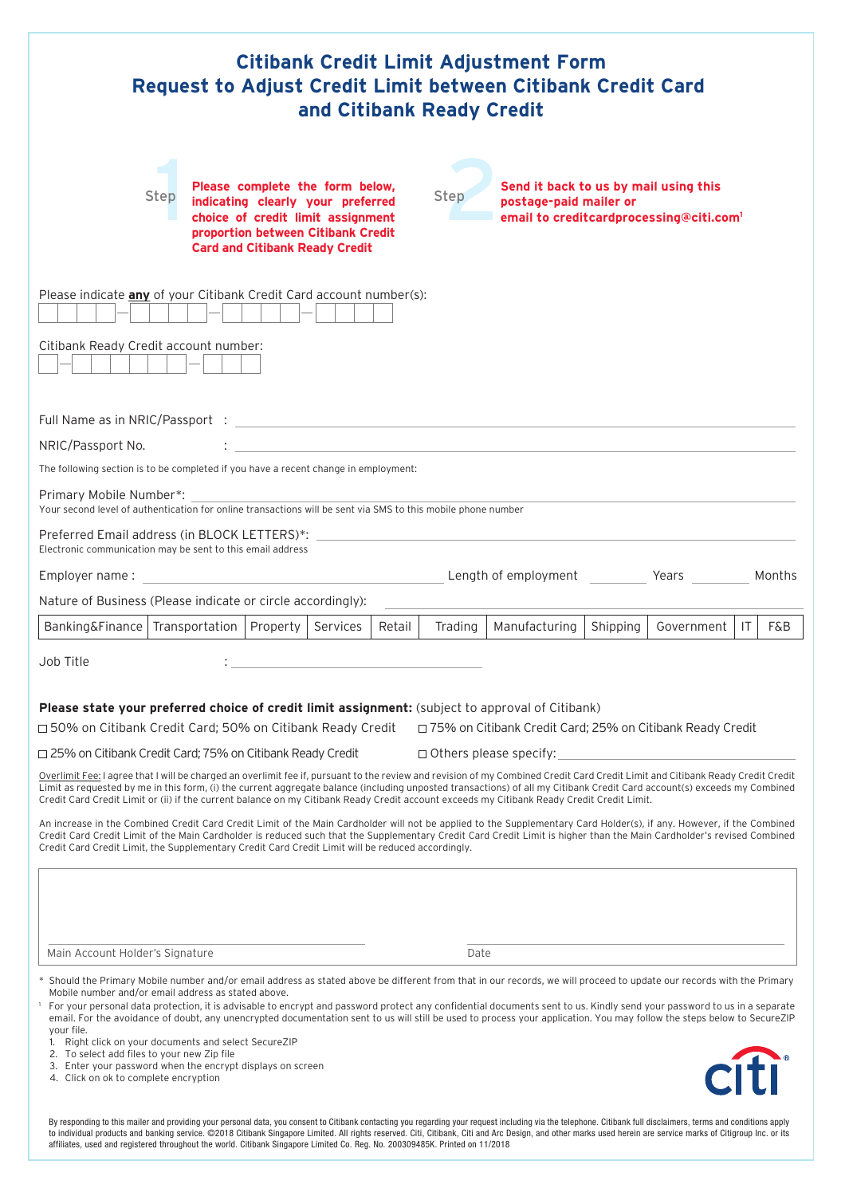# Citibank Credit Limit Adjustment Form
## Request to Adjust Credit Limit between Citibank Credit Card and Citibank Ready Credit

**Step 1** **Please complete the form below, indicating clearly your preferred choice of credit limit assignment proportion between Citibank Credit Card and Citibank Ready Credit**

**Step 2** **Send it back to us by mail using this postage-paid mailer or email to creditcardprocessing@citi.com[1]**

Please indicate **any** of your Citibank Credit Card account number(s):

☐☐☐☐ — ☐☐☐☐ — ☐☐☐☐ — ☐☐☐☐

Citibank Ready Credit account number:

☐ — ☐☐☐☐☐☐ — ☐☐☐

Full Name as in NRIC/Passport : ____________________

NRIC/Passport No. : ____________________

The following section is to be completed if you have a recent change in employment:

Primary Mobile Number*: ____________________
Your second level of authentication for online transactions will be sent via SMS to this mobile phone number

Preferred Email address (in BLOCK LETTERS)*: ____________________
Electronic communication may be sent to this email address

Employer name : ____________________ Length of employment ________ Years ________ Months

Nature of Business (Please indicate or circle accordingly): ____________________

| Banking&Finance | Transportation | Property | Services | Retail | Trading | Manufacturing | Shipping | Government | IT | F&B |
|---|---|---|---|---|---|---|---|---|---|---|

Job Title : ____________________

**Please state your preferred choice of credit limit assignment:** (subject to approval of Citibank)

☐ 50% on Citibank Credit Card; 50% on Citibank Ready Credit
☐ 75% on Citibank Credit Card; 25% on Citibank Ready Credit
☐ 25% on Citibank Credit Card; 75% on Citibank Ready Credit
☐ Others please specify: ____________________

Overlimit Fee: I agree that I will be charged an overlimit fee if, pursuant to the review and revision of my Combined Credit Card Credit Limit and Citibank Ready Credit Credit Limit as requested by me in this form, (i) the current aggregate balance (including unposted transactions) of all my Citibank Credit Card account(s) exceeds my Combined Credit Card Credit Limit or (ii) if the current balance on my Citibank Ready Credit account exceeds my Citibank Ready Credit Credit Limit.

An increase in the Combined Credit Card Credit Limit of the Main Cardholder will not be applied to the Supplementary Card Holder(s), if any. However, if the Combined Credit Card Credit Limit of the Main Cardholder is reduced such that the Supplementary Credit Card Credit Limit is higher than the Main Cardholder's revised Combined Credit Card Credit Limit, the Supplementary Credit Card Credit Limit will be reduced accordingly.

____________________ ____________________
Main Account Holder's Signature Date

\* Should the Primary Mobile number and/or email address as stated above be different from that in our records, we will proceed to update our records with the Primary Mobile number and/or email address as stated above.

[1] For your personal data protection, it is advisable to encrypt and password protect any confidential documents sent to us. Kindly send your password to us in a separate email. For the avoidance of doubt, any unencrypted documentation sent to us will still be used to process your application. You may follow the steps below to SecureZIP your file.

1. Right click on your documents and select SecureZIP
2. To select add files to your new Zip file
3. Enter your password when the encrypt displays on screen
4. Click on ok to complete encryption

citi®

By responding to this mailer and providing your personal data, you consent to Citibank contacting you regarding your request including via the telephone. Citibank full disclaimers, terms and conditions apply to individual products and banking service. ©2018 Citibank Singapore Limited. All rights reserved. Citi, Citibank, Citi and Arc Design, and other marks used herein are service marks of Citigroup Inc. or its affiliates, used and registered throughout the world. Citibank Singapore Limited Co. Reg. No. 200309485K. Printed on 11/2018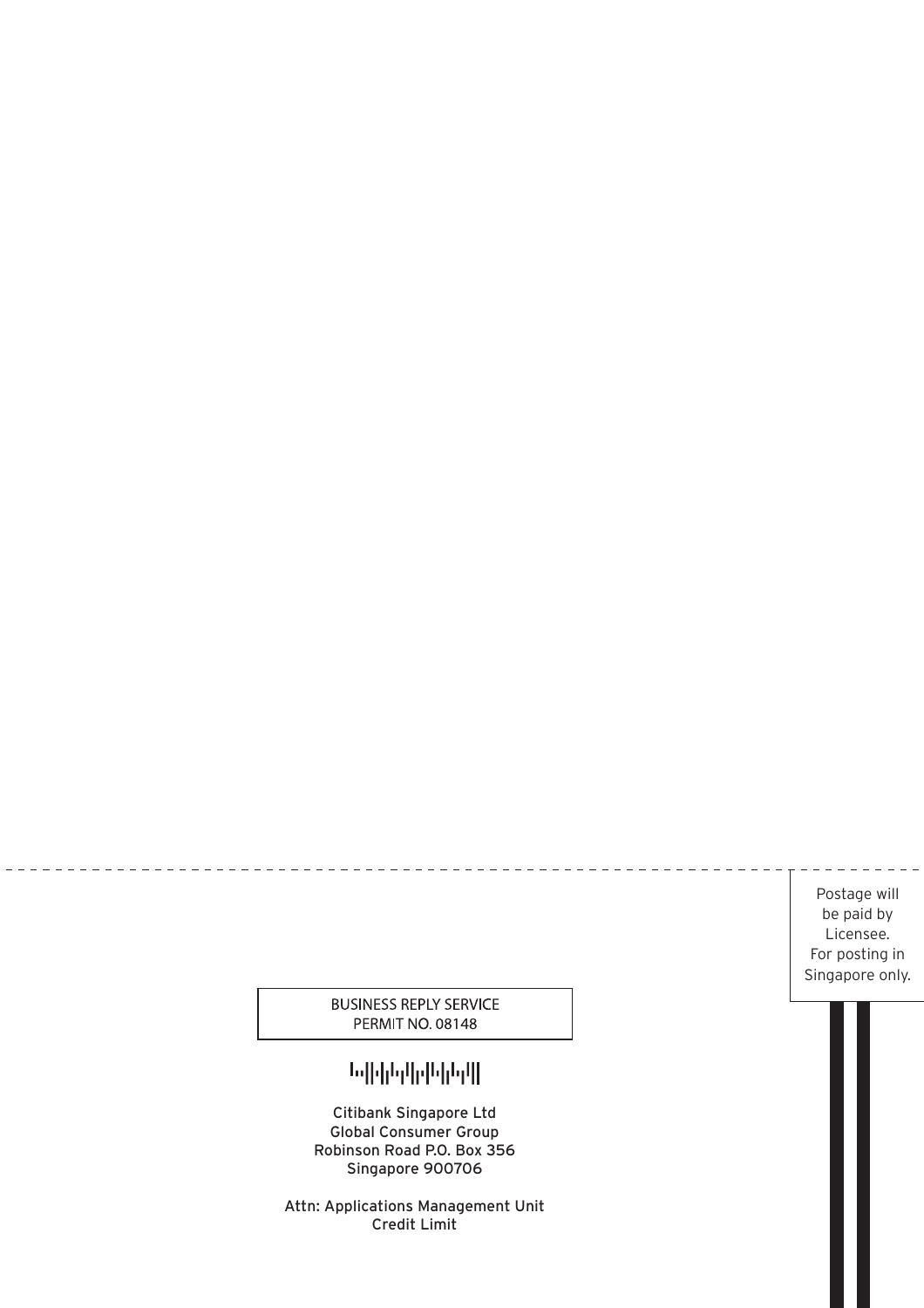Postage will
be paid by
Licensee.
For posting in
Singapore only.

BUSINESS REPLY SERVICE
PERMIT NO. 08148

Citibank Singapore Ltd
Global Consumer Group
Robinson Road P.O. Box 356
Singapore 900706

Attn: Applications Management Unit
Credit Limit